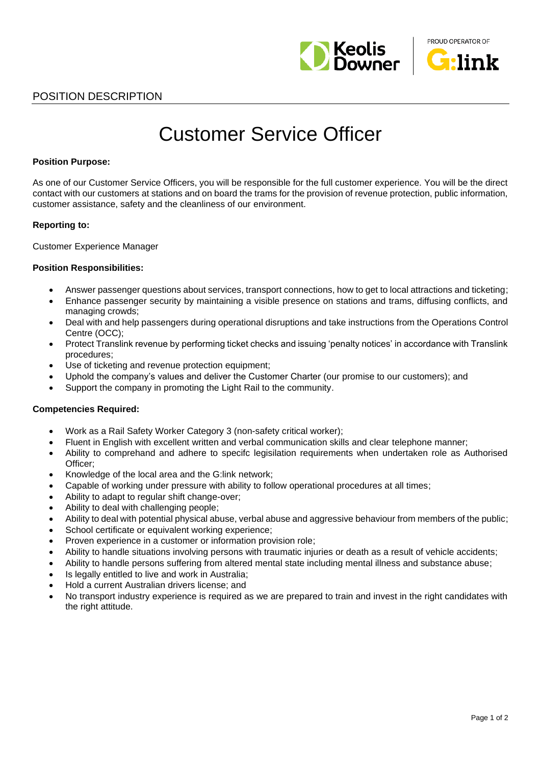POSITION DESCRIPTION

# Customer Service Officer

**Position Purpose:**

As one of our Customer Service Officers, you will be responsible for the full customer experience. You will be the direct contact with our customers at stations and on board the trams for the provision of revenue protection, public information, customer assistance, safety and the cleanliness of our environment.

**Reporting to:**

Customer Experience Manager

**Position Responsibilities:**

- Answer passenger questions about services, transport connections, how to get to local attractions and ticketing;
- Enhance passenger security by maintaining a visible presence on stations and trams, diffusing conflicts, and managing crowds;
- Deal with and help passengers during operational disruptions and take instructions from the Operations Control Centre (OCC);
- Protect Translink revenue by performing ticket checks and issuing 'penalty notices' in accordance with Translink procedures;
- Use of ticketing and revenue protection equipment;
- Uphold the company's values and deliver the Customer Charter (our promise to our customers); and
- Support the company in promoting the Light Rail to the community.

**Competencies Required:**

- Work as a Rail Safety Worker Category 3 (non-safety critical worker);
- Fluent in English with excellent written and verbal communication skills and clear telephone manner;
- Ability to comprehand and adhere to specifc legisilation requirements when undertaken role as Authorised Officer;
- Knowledge of the local area and the G:link network;
- Capable of working under pressure with ability to follow operational procedures at all times;
- Ability to adapt to regular shift change-over;
- Ability to deal with challenging people;
- Ability to deal with potential physical abuse, verbal abuse and aggressive behaviour from members of the public;
- School certificate or equivalent working experience;
- Proven experience in a customer or information provision role;
- Ability to handle situations involving persons with traumatic injuries or death as a result of vehicle accidents;
- Ability to handle persons suffering from altered mental state including mental illness and substance abuse;
- Is legally entitled to live and work in Australia;
- Hold a current Australian drivers license; and
- No transport industry experience is required as we are prepared to train and invest in the right candidates with the right attitude.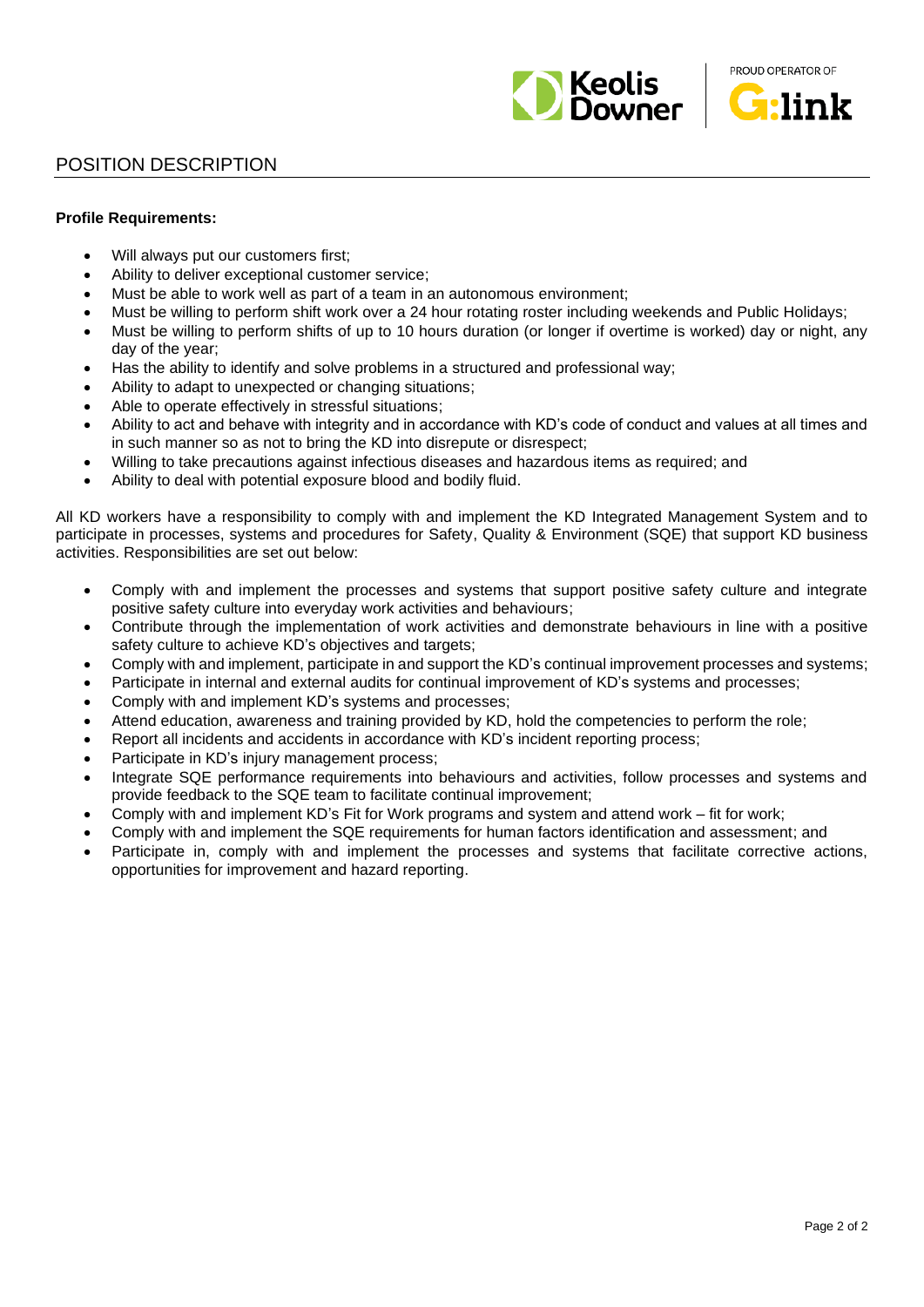# POSITION DESCRIPTION

**Profile Requirements:**

- Will always put our customers first;
- Ability to deliver exceptional customer service;
- Must be able to work well as part of a team in an autonomous environment;
- Must be willing to perform shift work over a 24 hour rotating roster including weekends and Public Holidays;
- Must be willing to perform shifts of up to 10 hours duration (or longer if overtime is worked) day or night, any day of the year;
- Has the ability to identify and solve problems in a structured and professional way;
- Ability to adapt to unexpected or changing situations;
- Able to operate effectively in stressful situations;
- Ability to act and behave with integrity and in accordance with KD's code of conduct and values at all times and in such manner so as not to bring the KD into disrepute or disrespect;
- Willing to take precautions against infectious diseases and hazardous items as required; and
- Ability to deal with potential exposure blood and bodily fluid.

All KD workers have a responsibility to comply with and implement the KD Integrated Management System and to participate in processes, systems and procedures for Safety, Quality & Environment (SQE) that support KD business activities. Responsibilities are set out below:

- Comply with and implement the processes and systems that support positive safety culture and integrate positive safety culture into everyday work activities and behaviours;
- Contribute through the implementation of work activities and demonstrate behaviours in line with a positive safety culture to achieve KD's objectives and targets;
- Comply with and implement, participate in and support the KD's continual improvement processes and systems;
- Participate in internal and external audits for continual improvement of KD's systems and processes;
- Comply with and implement KD's systems and processes;
- Attend education, awareness and training provided by KD, hold the competencies to perform the role;
- Report all incidents and accidents in accordance with KD's incident reporting process;
- Participate in KD's injury management process;
- Integrate SQE performance requirements into behaviours and activities, follow processes and systems and provide feedback to the SQE team to facilitate continual improvement;
- Comply with and implement KD's Fit for Work programs and system and attend work – fit for work;
- Comply with and implement the SQE requirements for human factors identification and assessment; and
- Participate in, comply with and implement the processes and systems that facilitate corrective actions, opportunities for improvement and hazard reporting.